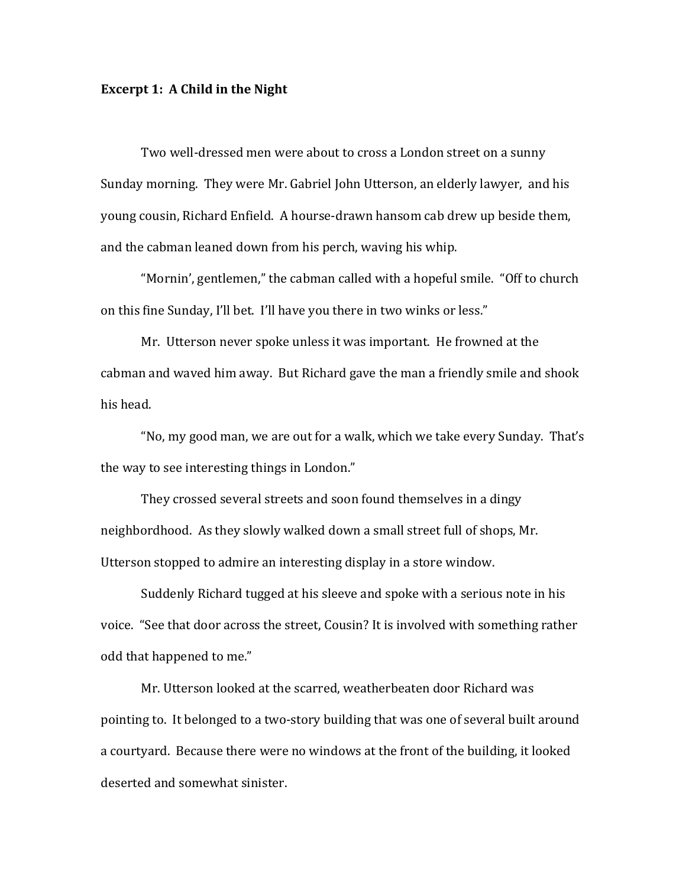**Excerpt 1: A Child in the Night**

Two well-dressed men were about to cross a London street on a sunny Sunday morning. They were Mr. Gabriel John Utterson, an elderly lawyer, and his young cousin, Richard Enfield. A hourse-drawn hansom cab drew up beside them, and the cabman leaned down from his perch, waving his whip.

"Mornin', gentlemen," the cabman called with a hopeful smile. "Off to church on this fine Sunday, I'll bet. I'll have you there in two winks or less."

Mr. Utterson never spoke unless it was important. He frowned at the cabman and waved him away. But Richard gave the man a friendly smile and shook his head.

"No, my good man, we are out for a walk, which we take every Sunday. That's the way to see interesting things in London."

They crossed several streets and soon found themselves in a dingy neighbordhood. As they slowly walked down a small street full of shops, Mr. Utterson stopped to admire an interesting display in a store window.

Suddenly Richard tugged at his sleeve and spoke with a serious note in his voice. "See that door across the street, Cousin? It is involved with something rather odd that happened to me."

Mr. Utterson looked at the scarred, weatherbeaten door Richard was pointing to. It belonged to a two-story building that was one of several built around a courtyard. Because there were no windows at the front of the building, it looked deserted and somewhat sinister.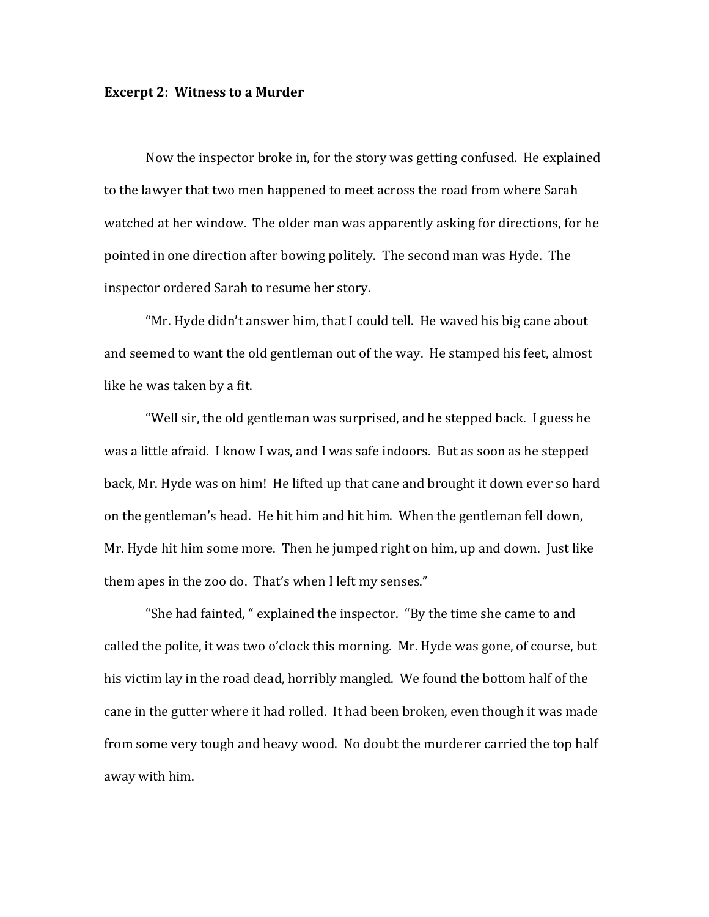**Excerpt 2: Witness to a Murder**

Now the inspector broke in, for the story was getting confused. He explained to the lawyer that two men happened to meet across the road from where Sarah watched at her window. The older man was apparently asking for directions, for he pointed in one direction after bowing politely. The second man was Hyde. The inspector ordered Sarah to resume her story.

"Mr. Hyde didn't answer him, that I could tell. He waved his big cane about and seemed to want the old gentleman out of the way. He stamped his feet, almost like he was taken by a fit.

"Well sir, the old gentleman was surprised, and he stepped back. I guess he was a little afraid. I know I was, and I was safe indoors. But as soon as he stepped back, Mr. Hyde was on him! He lifted up that cane and brought it down ever so hard on the gentleman's head. He hit him and hit him. When the gentleman fell down, Mr. Hyde hit him some more. Then he jumped right on him, up and down. Just like them apes in the zoo do. That's when I left my senses."

"She had fainted, " explained the inspector. "By the time she came to and called the polite, it was two o'clock this morning. Mr. Hyde was gone, of course, but his victim lay in the road dead, horribly mangled. We found the bottom half of the cane in the gutter where it had rolled. It had been broken, even though it was made from some very tough and heavy wood. No doubt the murderer carried the top half away with him.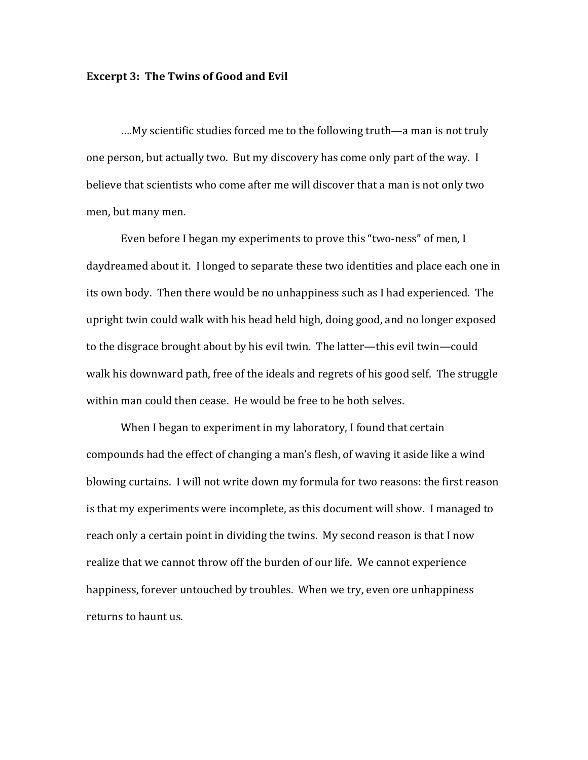**Excerpt 3: The Twins of Good and Evil**

….My scientific studies forced me to the following truth—a man is not truly one person, but actually two. But my discovery has come only part of the way. I believe that scientists who come after me will discover that a man is not only two men, but many men.

Even before I began my experiments to prove this "two-ness" of men, I daydreamed about it. I longed to separate these two identities and place each one in its own body. Then there would be no unhappiness such as I had experienced. The upright twin could walk with his head held high, doing good, and no longer exposed to the disgrace brought about by his evil twin. The latter—this evil twin—could walk his downward path, free of the ideals and regrets of his good self. The struggle within man could then cease. He would be free to be both selves.

When I began to experiment in my laboratory, I found that certain compounds had the effect of changing a man's flesh, of waving it aside like a wind blowing curtains. I will not write down my formula for two reasons: the first reason is that my experiments were incomplete, as this document will show. I managed to reach only a certain point in dividing the twins. My second reason is that I now realize that we cannot throw off the burden of our life. We cannot experience happiness, forever untouched by troubles. When we try, even ore unhappiness returns to haunt us.